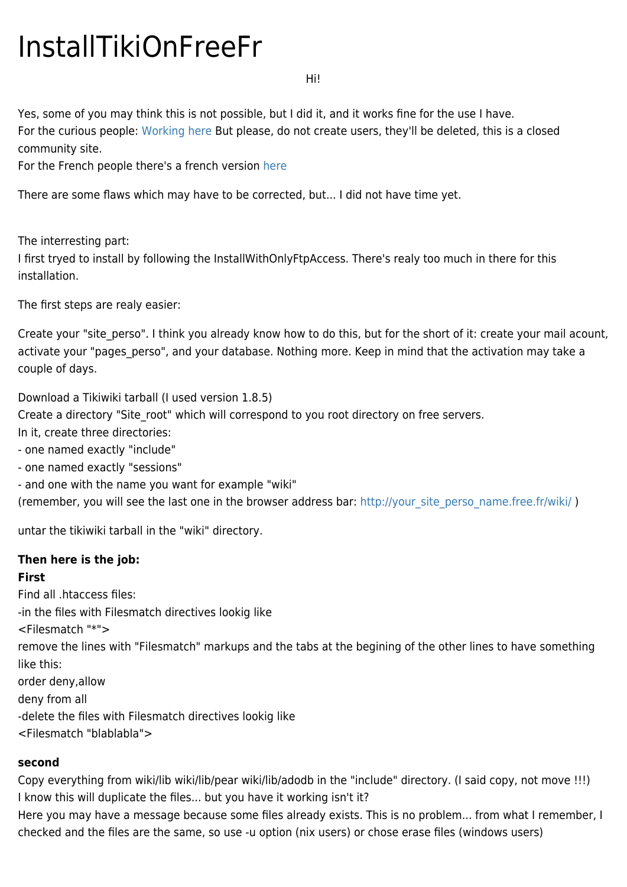# InstallTikiOnFreeFr

Hi!

Yes, some of you may think this is not possible, but I did it, and it works fine for the use I have.
For the curious people: Working here But please, do not create users, they'll be deleted, this is a closed community site.
For the French people there's a french version here

There are some flaws which may have to be corrected, but... I did not have time yet.

The interresting part:
I first tryed to install by following the InstallWithOnlyFtpAccess. There's realy too much in there for this installation.

The first steps are realy easier:

Create your "site_perso". I think you already know how to do this, but for the short of it: create your mail acount, activate your "pages_perso", and your database. Nothing more. Keep in mind that the activation may take a couple of days.

Download a Tikiwiki tarball (I used version 1.8.5)
Create a directory "Site_root" which will correspond to you root directory on free servers.
In it, create three directories:
- one named exactly "include"
- one named exactly "sessions"
- and one with the name you want for example "wiki"
(remember, you will see the last one in the browser address bar: http://your_site_perso_name.free.fr/wiki/ )

untar the tikiwiki tarball in the "wiki" directory.

**Then here is the job:**
**First**
Find all .htaccess files:
-in the files with Filesmatch directives lookig like
<Filesmatch "*">
remove the lines with "Filesmatch" markups and the tabs at the begining of the other lines to have something like this:
order deny,allow
deny from all
-delete the files with Filesmatch directives lookig like
<Filesmatch "blablabla">

**second**
Copy everything from wiki/lib wiki/lib/pear wiki/lib/adodb in the "include" directory. (I said copy, not move !!!)
I know this will duplicate the files... but you have it working isn't it?
Here you may have a message because some files already exists. This is no problem... from what I remember, I checked and the files are the same, so use -u option (nix users) or chose erase files (windows users)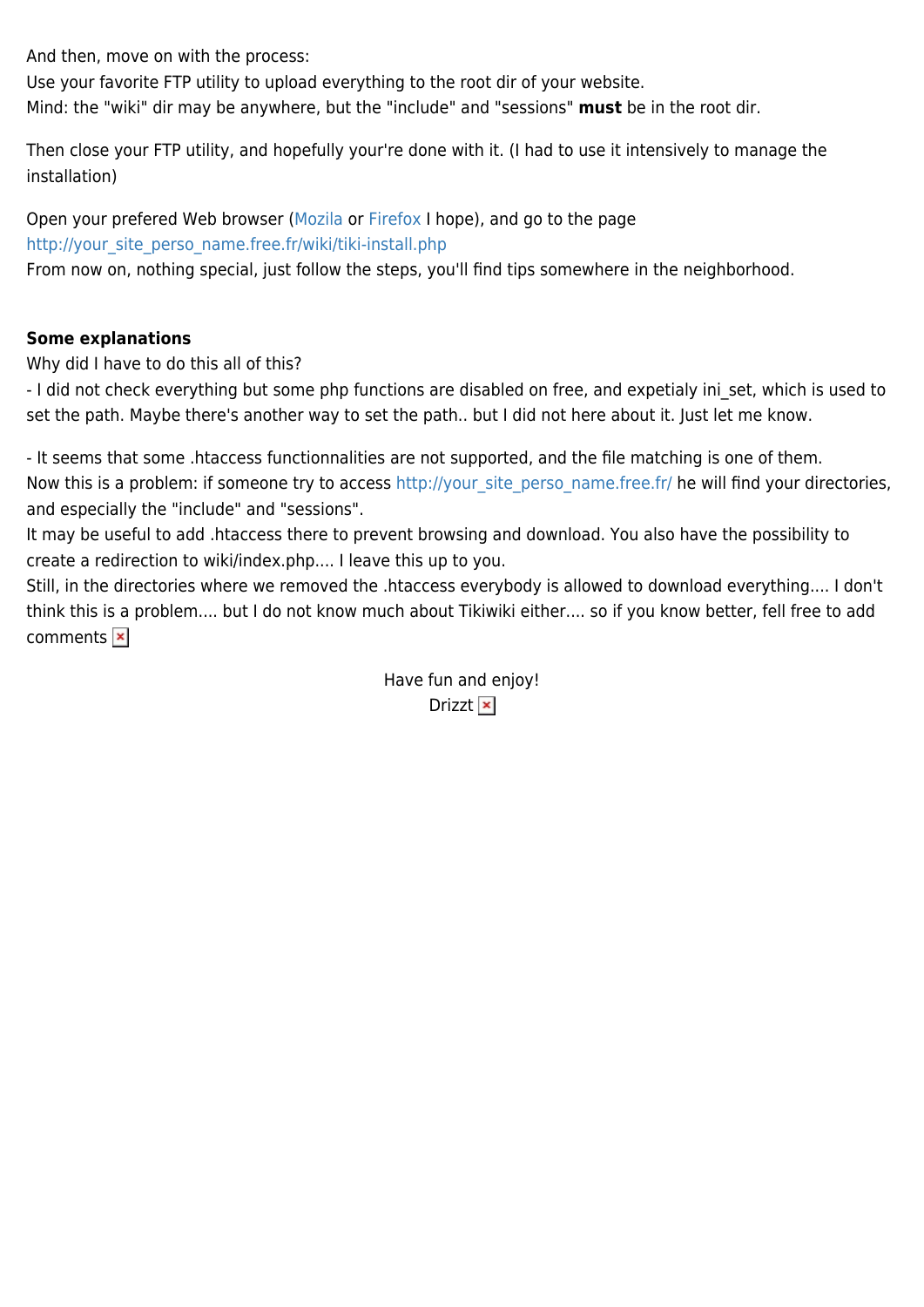And then, move on with the process:
Use your favorite FTP utility to upload everything to the root dir of your website.
Mind: the "wiki" dir may be anywhere, but the "include" and "sessions" **must** be in the root dir.

Then close your FTP utility, and hopefully your're done with it. (I had to use it intensively to manage the installation)

Open your prefered Web browser (Mozila or Firefox I hope), and go to the page http://your_site_perso_name.free.fr/wiki/tiki-install.php
From now on, nothing special, just follow the steps, you'll find tips somewhere in the neighborhood.

**Some explanations**
Why did I have to do this all of this?
- I did not check everything but some php functions are disabled on free, and expetialy ini_set, which is used to set the path. Maybe there's another way to set the path.. but I did not here about it. Just let me know.

- It seems that some .htaccess functionnalities are not supported, and the file matching is one of them.
Now this is a problem: if someone try to access http://your_site_perso_name.free.fr/ he will find your directories, and especially the "include" and "sessions".
It may be useful to add .htaccess there to prevent browsing and download. You also have the possibility to create a redirection to wiki/index.php.... I leave this up to you.
Still, in the directories where we removed the .htaccess everybody is allowed to download everything.... I don't think this is a problem.... but I do not know much about Tikiwiki either.... so if you know better, fell free to add comments

Have fun and enjoy!
Drizzt